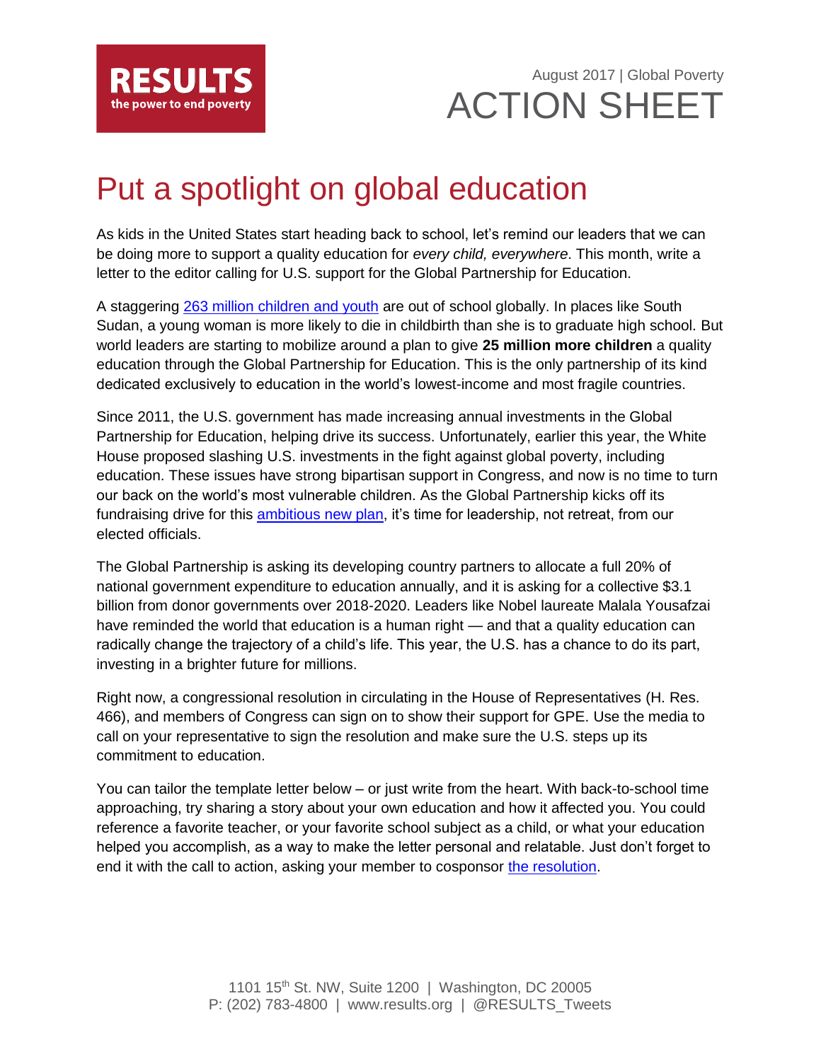**RESULTS**
the power to end poverty

August 2017 | Global Poverty

ACTION SHEET

# Put a spotlight on global education

As kids in the United States start heading back to school, let's remind our leaders that we can be doing more to support a quality education for *every child, everywhere*. This month, write a letter to the editor calling for U.S. support for the Global Partnership for Education.

A staggering [263 million children and youth]() are out of school globally. In places like South Sudan, a young woman is more likely to die in childbirth than she is to graduate high school. But world leaders are starting to mobilize around a plan to give **25 million more children** a quality education through the Global Partnership for Education. This is the only partnership of its kind dedicated exclusively to education in the world's lowest-income and most fragile countries.

Since 2011, the U.S. government has made increasing annual investments in the Global Partnership for Education, helping drive its success. Unfortunately, earlier this year, the White House proposed slashing U.S. investments in the fight against global poverty, including education. These issues have strong bipartisan support in Congress, and now is no time to turn our back on the world's most vulnerable children. As the Global Partnership kicks off its fundraising drive for this [ambitious new plan](), it's time for leadership, not retreat, from our elected officials.

The Global Partnership is asking its developing country partners to allocate a full 20% of national government expenditure to education annually, and it is asking for a collective $3.1 billion from donor governments over 2018-2020. Leaders like Nobel laureate Malala Yousafzai have reminded the world that education is a human right — and that a quality education can radically change the trajectory of a child's life. This year, the U.S. has a chance to do its part, investing in a brighter future for millions.

Right now, a congressional resolution in circulating in the House of Representatives (H. Res. 466), and members of Congress can sign on to show their support for GPE. Use the media to call on your representative to sign the resolution and make sure the U.S. steps up its commitment to education.

You can tailor the template letter below – or just write from the heart. With back-to-school time approaching, try sharing a story about your own education and how it affected you. You could reference a favorite teacher, or your favorite school subject as a child, or what your education helped you accomplish, as a way to make the letter personal and relatable. Just don't forget to end it with the call to action, asking your member to cosponsor [the resolution]().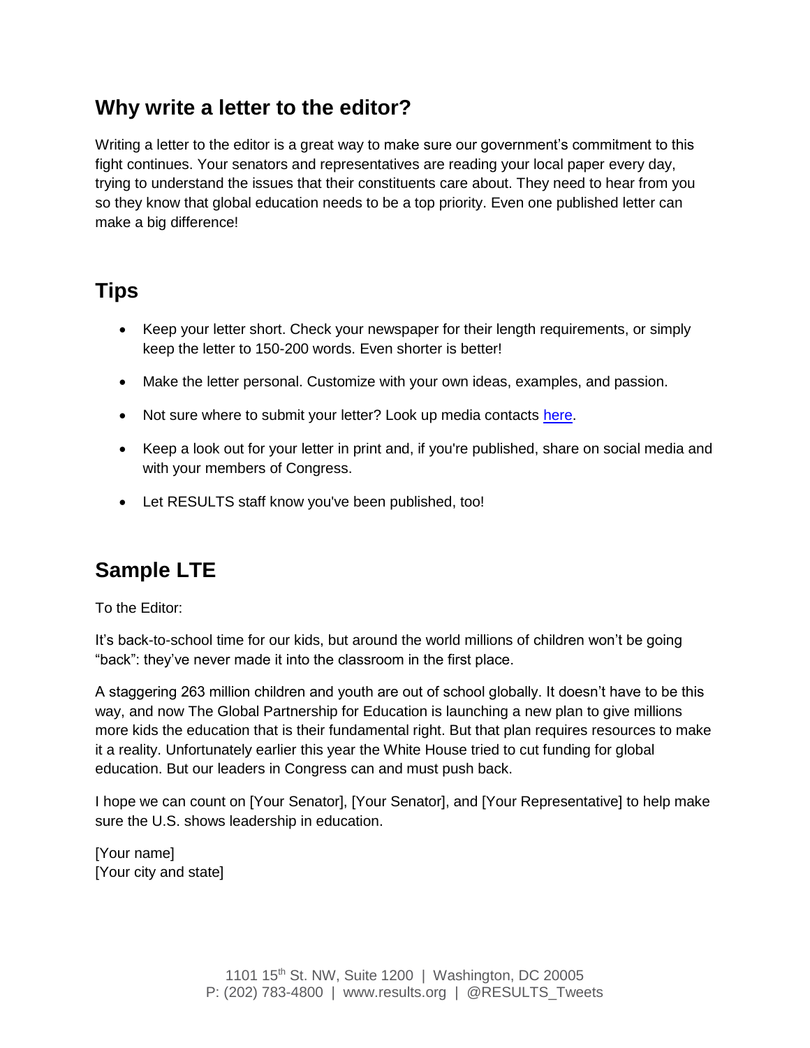## Why write a letter to the editor?

Writing a letter to the editor is a great way to make sure our government's commitment to this fight continues. Your senators and representatives are reading your local paper every day, trying to understand the issues that their constituents care about. They need to hear from you so they know that global education needs to be a top priority. Even one published letter can make a big difference!

## Tips

- Keep your letter short. Check your newspaper for their length requirements, or simply keep the letter to 150-200 words. Even shorter is better!
- Make the letter personal. Customize with your own ideas, examples, and passion.
- Not sure where to submit your letter? Look up media contacts here.
- Keep a look out for your letter in print and, if you're published, share on social media and with your members of Congress.
- Let RESULTS staff know you've been published, too!

## Sample LTE

To the Editor:

It's back-to-school time for our kids, but around the world millions of children won't be going "back": they've never made it into the classroom in the first place.

A staggering 263 million children and youth are out of school globally. It doesn't have to be this way, and now The Global Partnership for Education is launching a new plan to give millions more kids the education that is their fundamental right. But that plan requires resources to make it a reality. Unfortunately earlier this year the White House tried to cut funding for global education. But our leaders in Congress can and must push back.

I hope we can count on [Your Senator], [Your Senator], and [Your Representative] to help make sure the U.S. shows leadership in education.

[Your name]
[Your city and state]